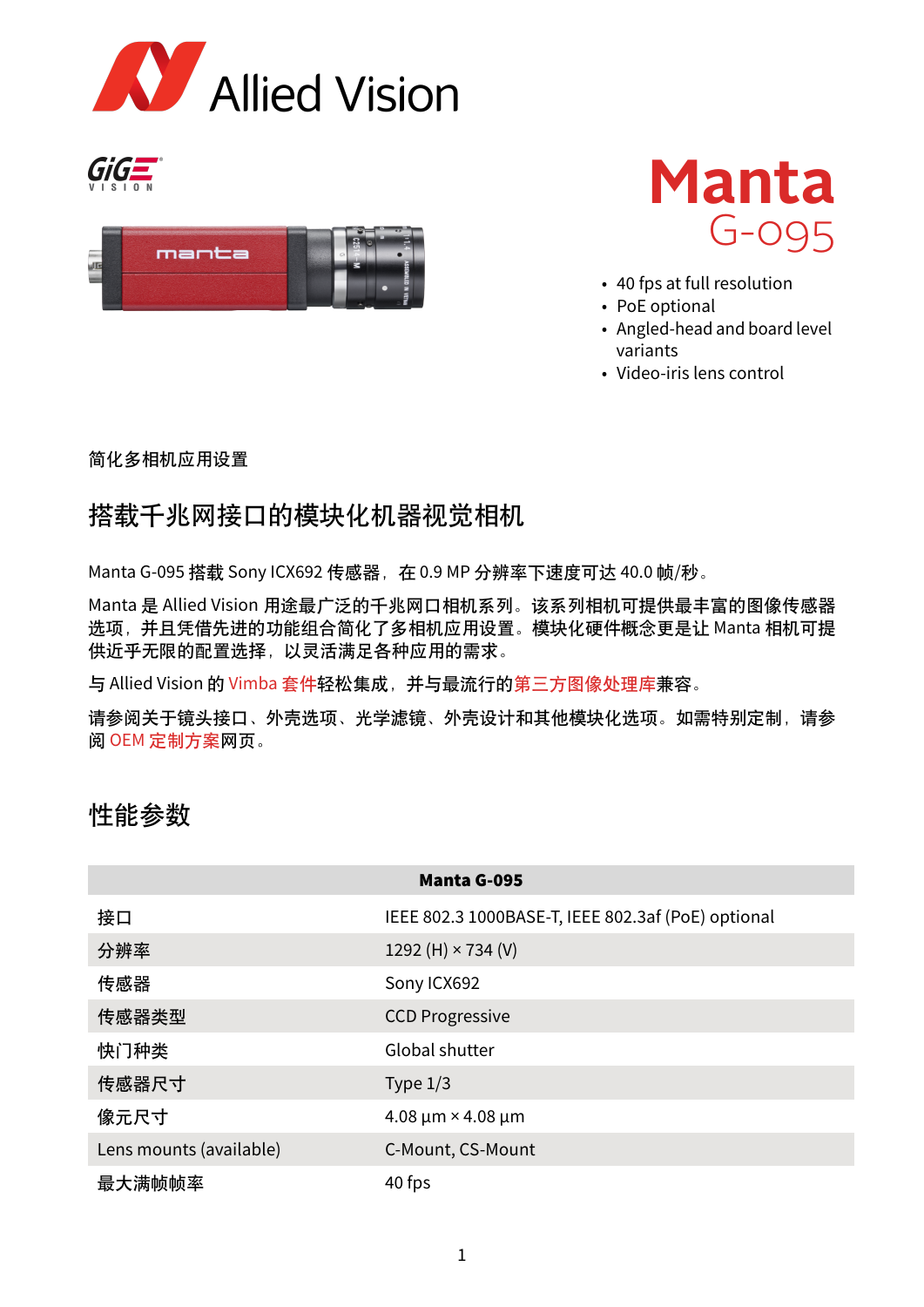# Manta

## G-095

- 40 fps at full resolution
- PoE optional
- Angled-head and board level variants
- Video-iris lens control

简化多相机应用设置

## 搭载千兆网接口的模块化机器视觉相机

Manta G-095 搭载 Sony ICX692 传感器，在 0.9 MP 分辨率下速度可达 40.0 帧/秒。

Manta 是 Allied Vision 用途最广泛的千兆网口相机系列。该系列相机可提供最丰富的图像传感器选项，并且凭借先进的功能组合简化了多相机应用设置。模块化硬件概念更是让 Manta 相机可提供近乎无限的配置选择，以灵活满足各种应用的需求。

与 Allied Vision 的 Vimba 套件轻松集成，并与最流行的第三方图像处理库兼容。

请参阅关于镜头接口、外壳选项、光学滤镜、外壳设计和其他模块化选项。如需特别定制，请参阅 OEM 定制方案网页。

## 性能参数

| | Manta G-095 |
|---|---|
| 接口 | IEEE 802.3 1000BASE-T, IEEE 802.3af (PoE) optional |
| 分辨率 | 1292 (H) × 734 (V) |
| 传感器 | Sony ICX692 |
| 传感器类型 | CCD Progressive |
| 快门种类 | Global shutter |
| 传感器尺寸 | Type 1/3 |
| 像元尺寸 | 4.08 µm × 4.08 µm |
| Lens mounts (available) | C-Mount, CS-Mount |
| 最大满帧帧率 | 40 fps |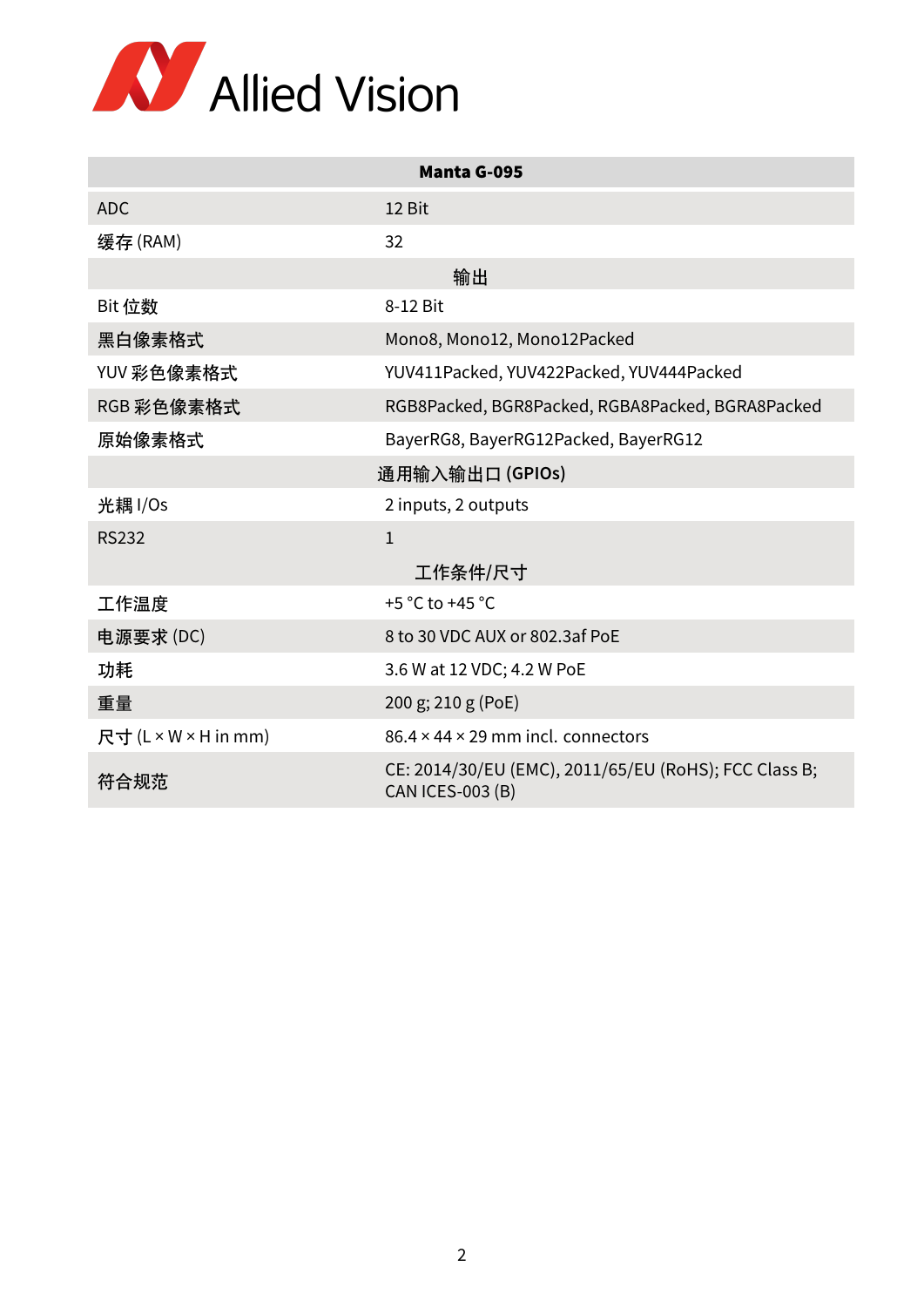| Manta G-095 | |
|---|---|
| ADC | 12 Bit |
| 缓存 (RAM) | 32 |
| 输出 | |
| Bit 位数 | 8-12 Bit |
| 黑白像素格式 | Mono8, Mono12, Mono12Packed |
| YUV 彩色像素格式 | YUV411Packed, YUV422Packed, YUV444Packed |
| RGB 彩色像素格式 | RGB8Packed, BGR8Packed, RGBA8Packed, BGRA8Packed |
| 原始像素格式 | BayerRG8, BayerRG12Packed, BayerRG12 |
| 通用输入输出口 (GPIOs) | |
| 光耦 I/Os | 2 inputs, 2 outputs |
| RS232 | 1 |
| 工作条件/尺寸 | |
| 工作温度 | +5 °C to +45 °C |
| 电源要求 (DC) | 8 to 30 VDC AUX or 802.3af PoE |
| 功耗 | 3.6 W at 12 VDC; 4.2 W PoE |
| 重量 | 200 g; 210 g (PoE) |
| 尺寸 (L × W × H in mm) | 86.4 × 44 × 29 mm incl. connectors |
| 符合规范 | CE: 2014/30/EU (EMC), 2011/65/EU (RoHS); FCC Class B; CAN ICES-003 (B) |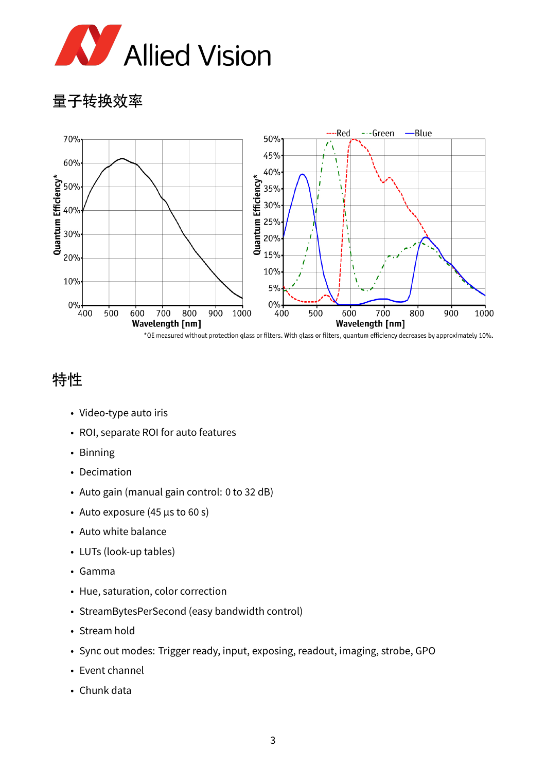## 量子转换效率

*QE measured without protection glass or filters. With glass or filters, quantum efficiency decreases by approximately 10%.

## 特性

- Video-type auto iris
- ROI, separate ROI for auto features
- Binning
- Decimation
- Auto gain (manual gain control: 0 to 32 dB)
- Auto exposure (45 µs to 60 s)
- Auto white balance
- LUTs (look-up tables)
- Gamma
- Hue, saturation, color correction
- StreamBytesPerSecond (easy bandwidth control)
- Stream hold
- Sync out modes: Trigger ready, input, exposing, readout, imaging, strobe, GPO
- Event channel
- Chunk data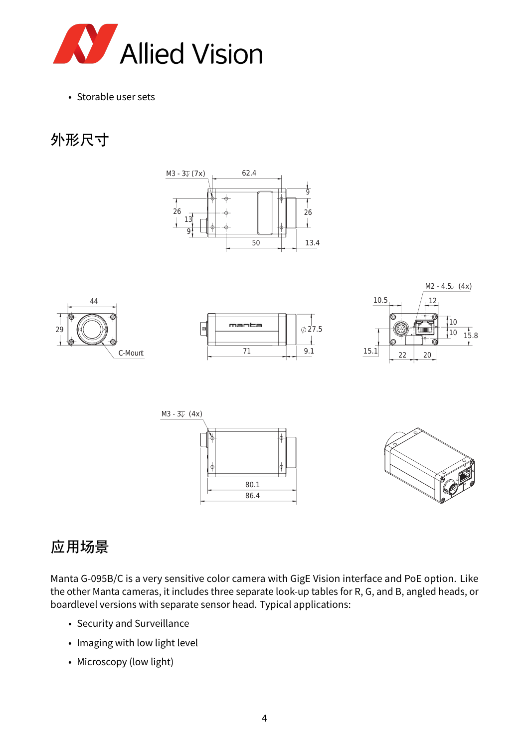- Storable user sets

## 外形尺寸

## 应用场景

Manta G-095B/C is a very sensitive color camera with GigE Vision interface and PoE option. Like the other Manta cameras, it includes three separate look-up tables for R, G, and B, angled heads, or boardlevel versions with separate sensor head. Typical applications:

- Security and Surveillance
- Imaging with low light level
- Microscopy (low light)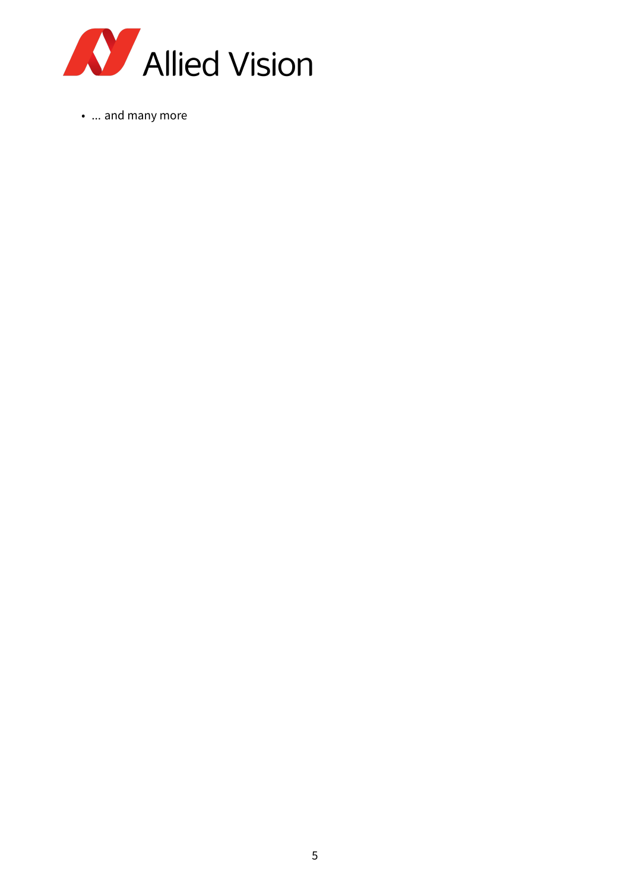- ... and many more